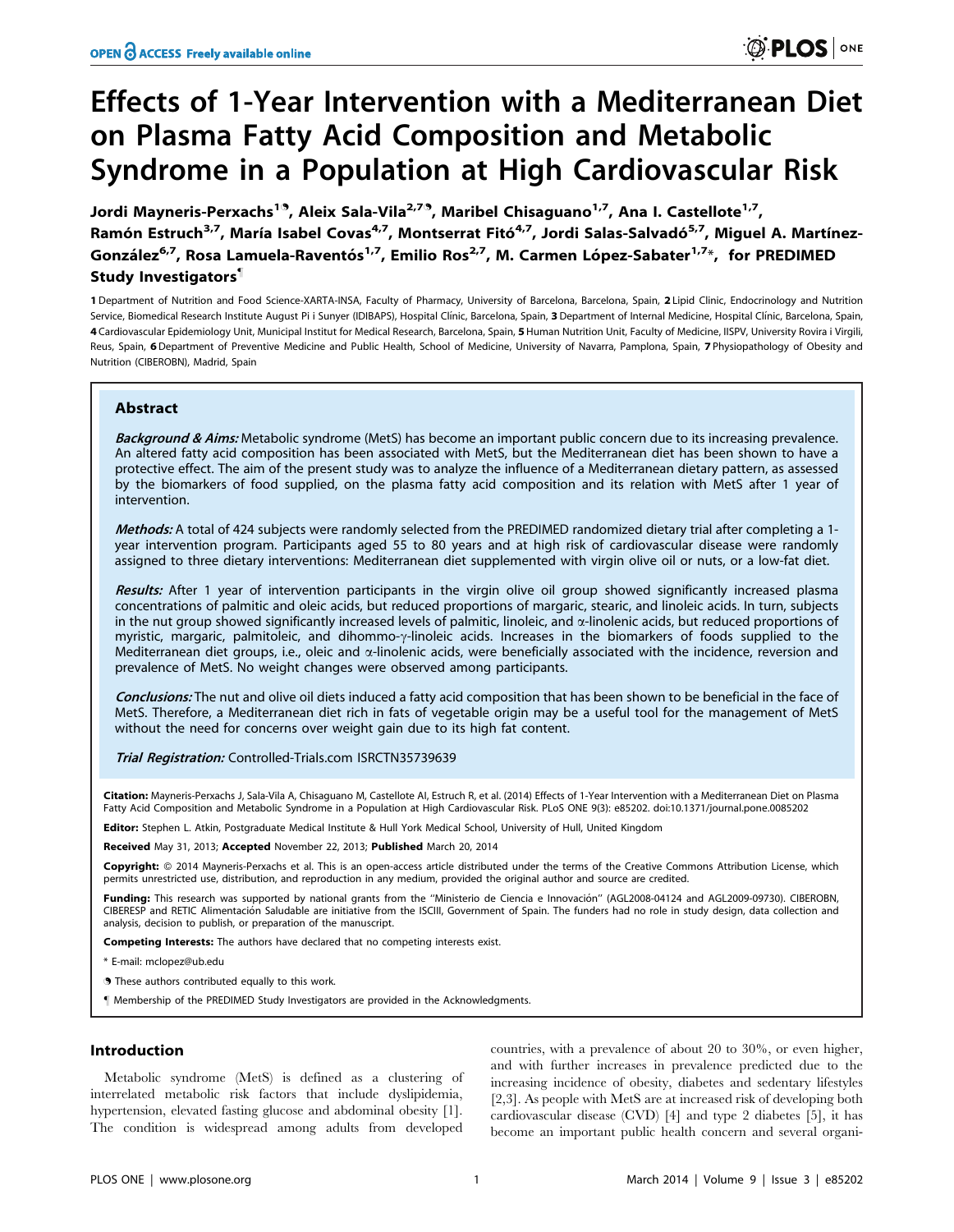# Effects of 1-Year Intervention with a Mediterranean Diet on Plasma Fatty Acid Composition and Metabolic Syndrome in a Population at High Cardiovascular Risk

**Jordi Mayneris-Perxachs[1], Aleix Sala-Vila[2,7], Maribel Chisaguano[1,7], Ana I. Castellote[1,7], Ramón Estruch[3,7], María Isabel Covas[4,7], Montserrat Fitó[4,7], Jordi Salas-Salvadó[5,7], Miguel A. Martínez-González[6,7], Rosa Lamuela-Raventós[1,7], Emilio Ros[2,7], M. Carmen López-Sabater[1,7]*, for PREDIMED Study Investigators¶**

1 Department of Nutrition and Food Science-XARTA-INSA, Faculty of Pharmacy, University of Barcelona, Barcelona, Spain, 2 Lipid Clinic, Endocrinology and Nutrition Service, Biomedical Research Institute August Pi i Sunyer (IDIBAPS), Hospital Clínic, Barcelona, Spain, 3 Department of Internal Medicine, Hospital Clínic, Barcelona, Spain, 4 Cardiovascular Epidemiology Unit, Municipal Institut for Medical Research, Barcelona, Spain, 5 Human Nutrition Unit, Faculty of Medicine, IISPV, University Rovira i Virgili, Reus, Spain, 6 Department of Preventive Medicine and Public Health, School of Medicine, University of Navarra, Pamplona, Spain, 7 Physiopathology of Obesity and Nutrition (CIBEROBN), Madrid, Spain

## Abstract

***Background & Aims:*** Metabolic syndrome (MetS) has become an important public concern due to its increasing prevalence. An altered fatty acid composition has been associated with MetS, but the Mediterranean diet has been shown to have a protective effect. The aim of the present study was to analyze the influence of a Mediterranean dietary pattern, as assessed by the biomarkers of food supplied, on the plasma fatty acid composition and its relation with MetS after 1 year of intervention.

***Methods:*** A total of 424 subjects were randomly selected from the PREDIMED randomized dietary trial after completing a 1-year intervention program. Participants aged 55 to 80 years and at high risk of cardiovascular disease were randomly assigned to three dietary interventions: Mediterranean diet supplemented with virgin olive oil or nuts, or a low-fat diet.

***Results:*** After 1 year of intervention participants in the virgin olive oil group showed significantly increased plasma concentrations of palmitic and oleic acids, but reduced proportions of margaric, stearic, and linoleic acids. In turn, subjects in the nut group showed significantly increased levels of palmitic, linoleic, and α-linolenic acids, but reduced proportions of myristic, margaric, palmitoleic, and dihommo-γ-linoleic acids. Increases in the biomarkers of foods supplied to the Mediterranean diet groups, i.e., oleic and α-linolenic acids, were beneficially associated with the incidence, reversion and prevalence of MetS. No weight changes were observed among participants.

***Conclusions:*** The nut and olive oil diets induced a fatty acid composition that has been shown to be beneficial in the face of MetS. Therefore, a Mediterranean diet rich in fats of vegetable origin may be a useful tool for the management of MetS without the need for concerns over weight gain due to its high fat content.

***Trial Registration:*** Controlled-Trials.com ISRCTN35739639

**Citation:** Mayneris-Perxachs J, Sala-Vila A, Chisaguano M, Castellote AI, Estruch R, et al. (2014) Effects of 1-Year Intervention with a Mediterranean Diet on Plasma Fatty Acid Composition and Metabolic Syndrome in a Population at High Cardiovascular Risk. PLoS ONE 9(3): e85202. doi:10.1371/journal.pone.0085202

**Editor:** Stephen L. Atkin, Postgraduate Medical Institute & Hull York Medical School, University of Hull, United Kingdom

**Received** May 31, 2013; **Accepted** November 22, 2013; **Published** March 20, 2014

**Copyright:** © 2014 Mayneris-Perxachs et al. This is an open-access article distributed under the terms of the Creative Commons Attribution License, which permits unrestricted use, distribution, and reproduction in any medium, provided the original author and source are credited.

**Funding:** This research was supported by national grants from the "Ministerio de Ciencia e Innovación" (AGL2008-04124 and AGL2009-09730). CIBEROBN, CIBERESP and RETIC Alimentación Saludable are initiative from the ISCIII, Government of Spain. The funders had no role in study design, data collection and analysis, decision to publish, or preparation of the manuscript.

**Competing Interests:** The authors have declared that no competing interests exist.

\* E-mail: mclopez@ub.edu

These authors contributed equally to this work.

¶ Membership of the PREDIMED Study Investigators are provided in the Acknowledgments.

## Introduction

Metabolic syndrome (MetS) is defined as a clustering of interrelated metabolic risk factors that include dyslipidemia, hypertension, elevated fasting glucose and abdominal obesity [1]. The condition is widespread among adults from developed countries, with a prevalence of about 20 to 30%, or even higher, and with further increases in prevalence predicted due to the increasing incidence of obesity, diabetes and sedentary lifestyles [2,3]. As people with MetS are at increased risk of developing both cardiovascular disease (CVD) [4] and type 2 diabetes [5], it has become an important public health concern and several organi-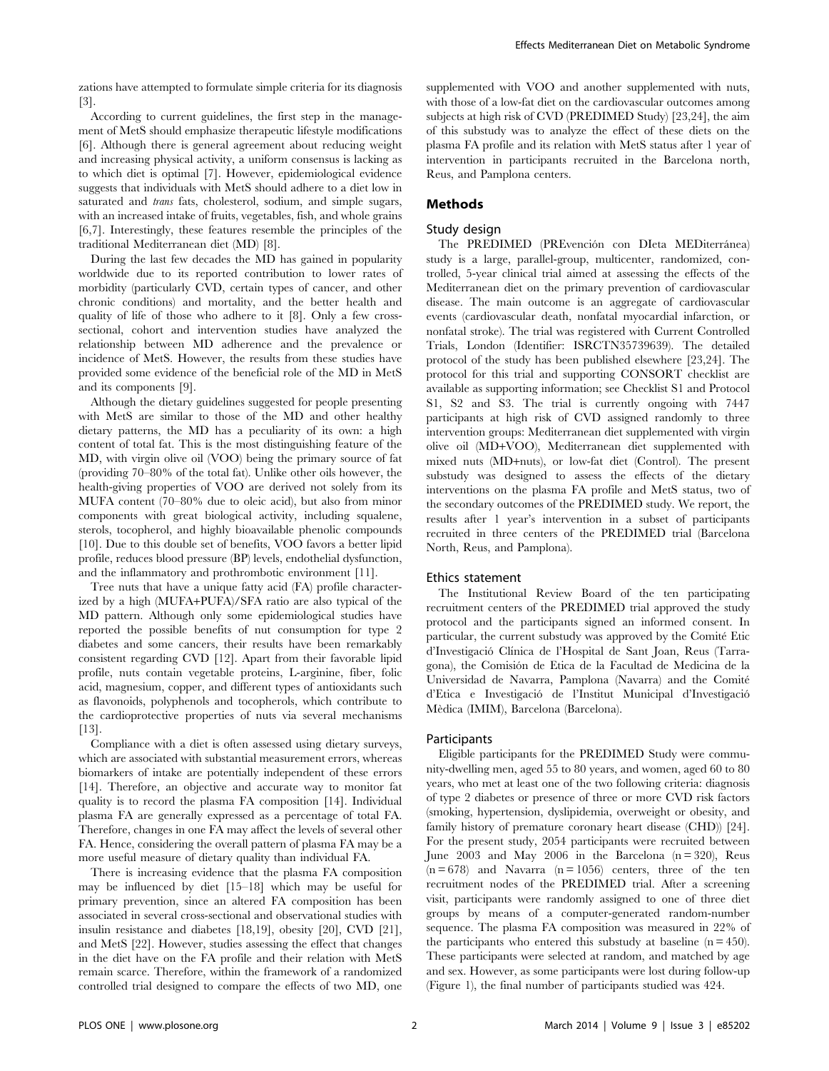zations have attempted to formulate simple criteria for its diagnosis [3].

According to current guidelines, the first step in the management of MetS should emphasize therapeutic lifestyle modifications [6]. Although there is general agreement about reducing weight and increasing physical activity, a uniform consensus is lacking as to which diet is optimal [7]. However, epidemiological evidence suggests that individuals with MetS should adhere to a diet low in saturated and *trans* fats, cholesterol, sodium, and simple sugars, with an increased intake of fruits, vegetables, fish, and whole grains [6,7]. Interestingly, these features resemble the principles of the traditional Mediterranean diet (MD) [8].

During the last few decades the MD has gained in popularity worldwide due to its reported contribution to lower rates of morbidity (particularly CVD, certain types of cancer, and other chronic conditions) and mortality, and the better health and quality of life of those who adhere to it [8]. Only a few cross-sectional, cohort and intervention studies have analyzed the relationship between MD adherence and the prevalence or incidence of MetS. However, the results from these studies have provided some evidence of the beneficial role of the MD in MetS and its components [9].

Although the dietary guidelines suggested for people presenting with MetS are similar to those of the MD and other healthy dietary patterns, the MD has a peculiarity of its own: a high content of total fat. This is the most distinguishing feature of the MD, with virgin olive oil (VOO) being the primary source of fat (providing 70–80% of the total fat). Unlike other oils however, the health-giving properties of VOO are derived not solely from its MUFA content (70–80% due to oleic acid), but also from minor components with great biological activity, including squalene, sterols, tocopherol, and highly bioavailable phenolic compounds [10]. Due to this double set of benefits, VOO favors a better lipid profile, reduces blood pressure (BP) levels, endothelial dysfunction, and the inflammatory and prothrombotic environment [11].

Tree nuts that have a unique fatty acid (FA) profile characterized by a high (MUFA+PUFA)/SFA ratio are also typical of the MD pattern. Although only some epidemiological studies have reported the possible benefits of nut consumption for type 2 diabetes and some cancers, their results have been remarkably consistent regarding CVD [12]. Apart from their favorable lipid profile, nuts contain vegetable proteins, L-arginine, fiber, folic acid, magnesium, copper, and different types of antioxidants such as flavonoids, polyphenols and tocopherols, which contribute to the cardioprotective properties of nuts via several mechanisms [13].

Compliance with a diet is often assessed using dietary surveys, which are associated with substantial measurement errors, whereas biomarkers of intake are potentially independent of these errors [14]. Therefore, an objective and accurate way to monitor fat quality is to record the plasma FA composition [14]. Individual plasma FA are generally expressed as a percentage of total FA. Therefore, changes in one FA may affect the levels of several other FA. Hence, considering the overall pattern of plasma FA may be a more useful measure of dietary quality than individual FA.

There is increasing evidence that the plasma FA composition may be influenced by diet [15–18] which may be useful for primary prevention, since an altered FA composition has been associated in several cross-sectional and observational studies with insulin resistance and diabetes [18,19], obesity [20], CVD [21], and MetS [22]. However, studies assessing the effect that changes in the diet have on the FA profile and their relation with MetS remain scarce. Therefore, within the framework of a randomized controlled trial designed to compare the effects of two MD, one supplemented with VOO and another supplemented with nuts, with those of a low-fat diet on the cardiovascular outcomes among subjects at high risk of CVD (PREDIMED Study) [23,24], the aim of this substudy was to analyze the effect of these diets on the plasma FA profile and its relation with MetS status after 1 year of intervention in participants recruited in the Barcelona north, Reus, and Pamplona centers.

## Methods

### Study design

The PREDIMED (PREvención con DIeta MEDiterránea) study is a large, parallel-group, multicenter, randomized, controlled, 5-year clinical trial aimed at assessing the effects of the Mediterranean diet on the primary prevention of cardiovascular disease. The main outcome is an aggregate of cardiovascular events (cardiovascular death, nonfatal myocardial infarction, or nonfatal stroke). The trial was registered with Current Controlled Trials, London (Identifier: ISRCTN35739639). The detailed protocol of the study has been published elsewhere [23,24]. The protocol for this trial and supporting CONSORT checklist are available as supporting information; see Checklist S1 and Protocol S1, S2 and S3. The trial is currently ongoing with 7447 participants at high risk of CVD assigned randomly to three intervention groups: Mediterranean diet supplemented with virgin olive oil (MD+VOO), Mediterranean diet supplemented with mixed nuts (MD+nuts), or low-fat diet (Control). The present substudy was designed to assess the effects of the dietary interventions on the plasma FA profile and MetS status, two of the secondary outcomes of the PREDIMED study. We report, the results after 1 year's intervention in a subset of participants recruited in three centers of the PREDIMED trial (Barcelona North, Reus, and Pamplona).

### Ethics statement

The Institutional Review Board of the ten participating recruitment centers of the PREDIMED trial approved the study protocol and the participants signed an informed consent. In particular, the current substudy was approved by the Comité Etic d'Investigació Clínica de l'Hospital de Sant Joan, Reus (Tarragona), the Comisión de Etica de la Facultad de Medicina de la Universidad de Navarra, Pamplona (Navarra) and the Comité d'Etica e Investigació de l'Institut Municipal d'Investigació Mèdica (IMIM), Barcelona (Barcelona).

### Participants

Eligible participants for the PREDIMED Study were community-dwelling men, aged 55 to 80 years, and women, aged 60 to 80 years, who met at least one of the two following criteria: diagnosis of type 2 diabetes or presence of three or more CVD risk factors (smoking, hypertension, dyslipidemia, overweight or obesity, and family history of premature coronary heart disease (CHD)) [24]. For the present study, 2054 participants were recruited between June 2003 and May 2006 in the Barcelona (n = 320), Reus (n = 678) and Navarra (n = 1056) centers, three of the ten recruitment nodes of the PREDIMED trial. After a screening visit, participants were randomly assigned to one of three diet groups by means of a computer-generated random-number sequence. The plasma FA composition was measured in 22% of the participants who entered this substudy at baseline (n = 450). These participants were selected at random, and matched by age and sex. However, as some participants were lost during follow-up (Figure 1), the final number of participants studied was 424.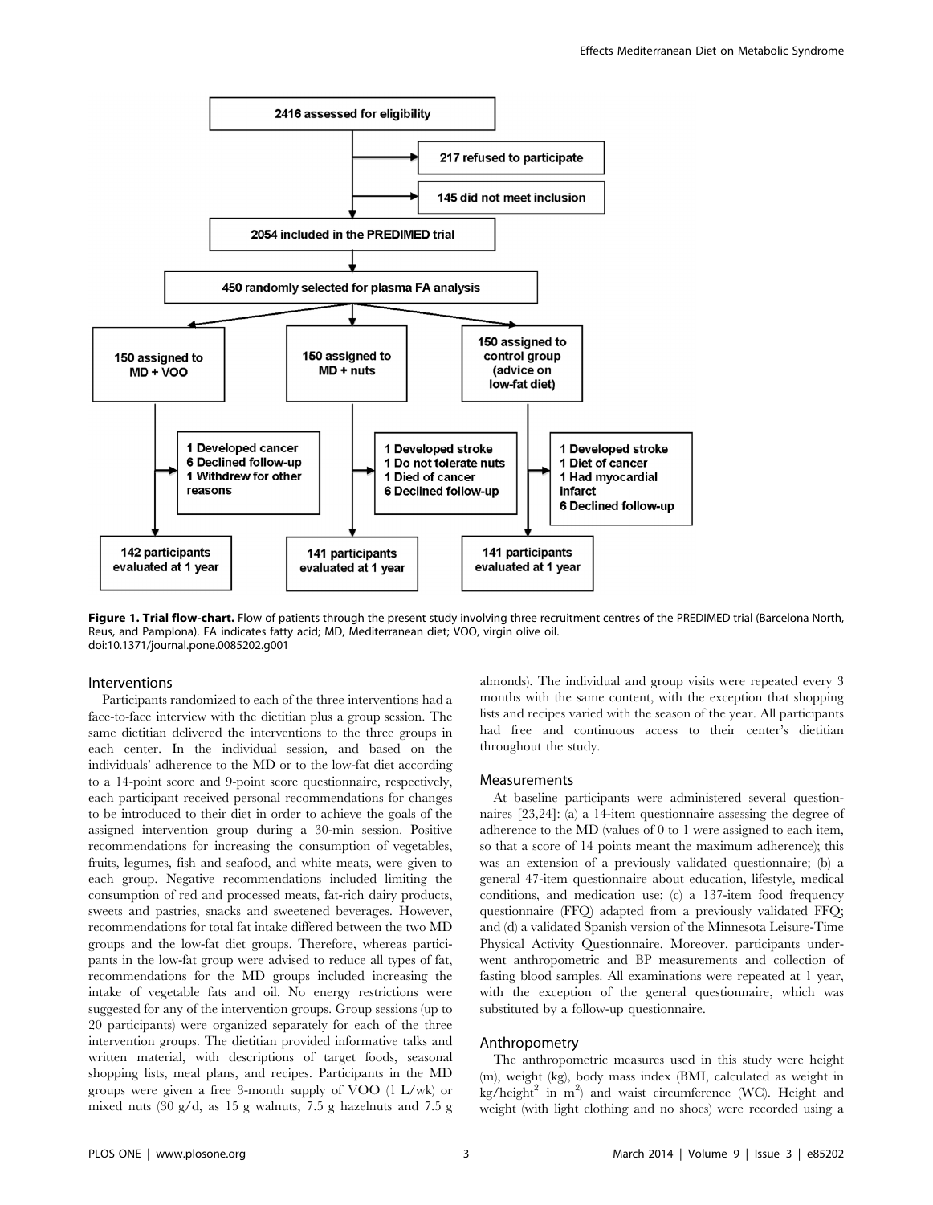2416 assessed for eligibility

217 refused to participate

145 did not meet inclusion

2054 included in the PREDIMED trial

450 randomly selected for plasma FA analysis

| 150 assigned to MD + VOO | 150 assigned to MD + nuts | 150 assigned to control group (advice on low-fat diet) |
| --- | --- | --- |
| 1 Developed cancer<br>6 Declined follow-up<br>1 Withdrew for other reasons | 1 Developed stroke<br>1 Do not tolerate nuts<br>1 Died of cancer<br>6 Declined follow-up | 1 Developed stroke<br>1 Diet of cancer<br>1 Had myocardial infarct<br>6 Declined follow-up |
| 142 participants evaluated at 1 year | 141 participants evaluated at 1 year | 141 participants evaluated at 1 year |

**Figure 1. Trial flow-chart.** Flow of patients through the present study involving three recruitment centres of the PREDIMED trial (Barcelona North, Reus, and Pamplona). FA indicates fatty acid; MD, Mediterranean diet; VOO, virgin olive oil.
doi:10.1371/journal.pone.0085202.g001

### Interventions

Participants randomized to each of the three interventions had a face-to-face interview with the dietitian plus a group session. The same dietitian delivered the interventions to the three groups in each center. In the individual session, and based on the individuals' adherence to the MD or to the low-fat diet according to a 14-point score and 9-point score questionnaire, respectively, each participant received personal recommendations for changes to be introduced to their diet in order to achieve the goals of the assigned intervention group during a 30-min session. Positive recommendations for increasing the consumption of vegetables, fruits, legumes, fish and seafood, and white meats, were given to each group. Negative recommendations included limiting the consumption of red and processed meats, fat-rich dairy products, sweets and pastries, snacks and sweetened beverages. However, recommendations for total fat intake differed between the two MD groups and the low-fat diet groups. Therefore, whereas participants in the low-fat group were advised to reduce all types of fat, recommendations for the MD groups included increasing the intake of vegetable fats and oil. No energy restrictions were suggested for any of the intervention groups. Group sessions (up to 20 participants) were organized separately for each of the three intervention groups. The dietitian provided informative talks and written material, with descriptions of target foods, seasonal shopping lists, meal plans, and recipes. Participants in the MD groups were given a free 3-month supply of VOO (1 L/wk) or mixed nuts (30 g/d, as 15 g walnuts, 7.5 g hazelnuts and 7.5 g almonds). The individual and group visits were repeated every 3 months with the same content, with the exception that shopping lists and recipes varied with the season of the year. All participants had free and continuous access to their center's dietitian throughout the study.

### Measurements

At baseline participants were administered several questionnaires [23,24]: (a) a 14-item questionnaire assessing the degree of adherence to the MD (values of 0 to 1 were assigned to each item, so that a score of 14 points meant the maximum adherence); this was an extension of a previously validated questionnaire; (b) a general 47-item questionnaire about education, lifestyle, medical conditions, and medication use; (c) a 137-item food frequency questionnaire (FFQ) adapted from a previously validated FFQ; and (d) a validated Spanish version of the Minnesota Leisure-Time Physical Activity Questionnaire. Moreover, participants underwent anthropometric and BP measurements and collection of fasting blood samples. All examinations were repeated at 1 year, with the exception of the general questionnaire, which was substituted by a follow-up questionnaire.

### Anthropometry

The anthropometric measures used in this study were height (m), weight (kg), body mass index (BMI, calculated as weight in kg/height$^2$ in m$^2$) and waist circumference (WC). Height and weight (with light clothing and no shoes) were recorded using a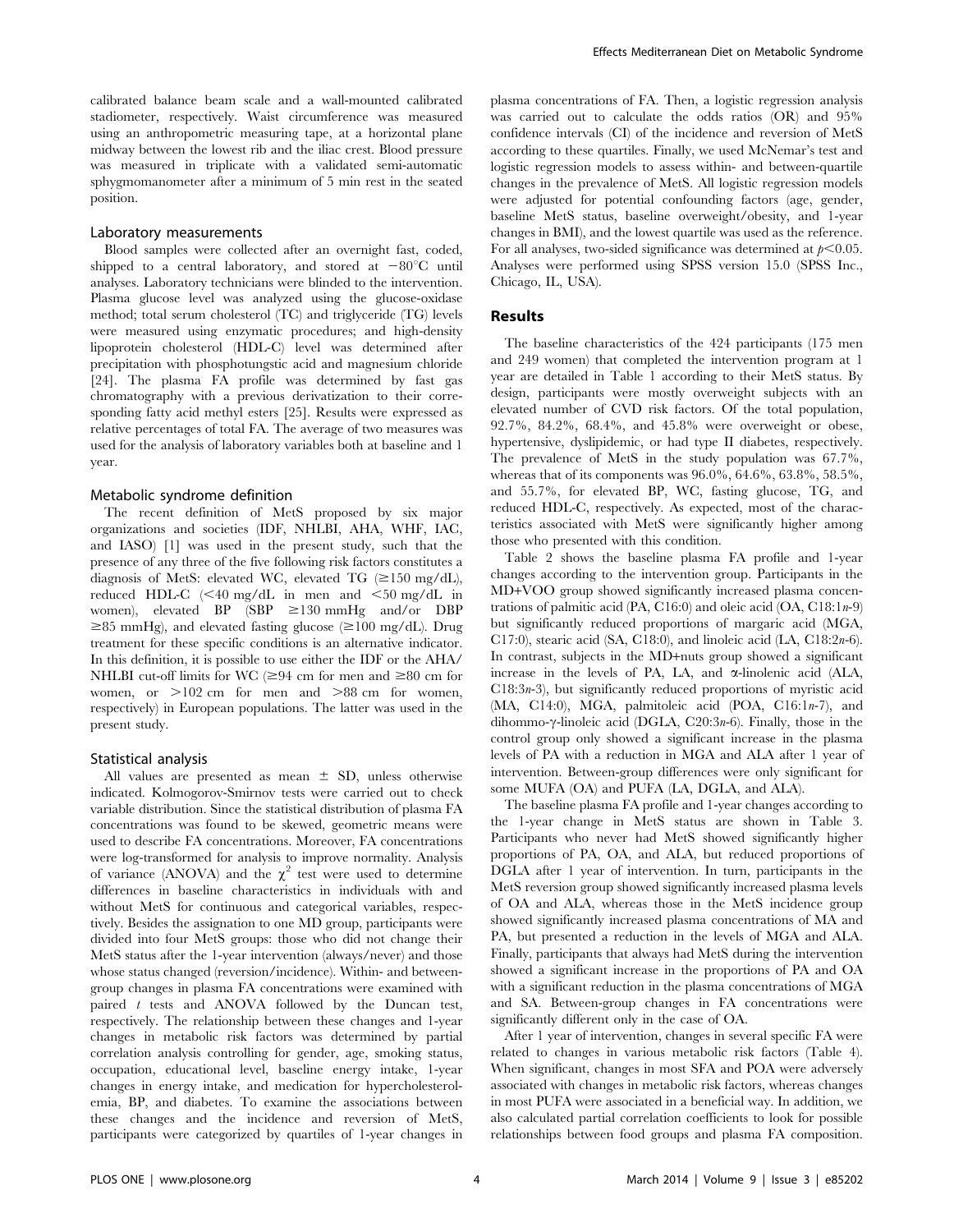calibrated balance beam scale and a wall-mounted calibrated stadiometer, respectively. Waist circumference was measured using an anthropometric measuring tape, at a horizontal plane midway between the lowest rib and the iliac crest. Blood pressure was measured in triplicate with a validated semi-automatic sphygmomanometer after a minimum of 5 min rest in the seated position.

### Laboratory measurements

Blood samples were collected after an overnight fast, coded, shipped to a central laboratory, and stored at $-80^{\circ}$C until analyses. Laboratory technicians were blinded to the intervention. Plasma glucose level was analyzed using the glucose-oxidase method; total serum cholesterol (TC) and triglyceride (TG) levels were measured using enzymatic procedures; and high-density lipoprotein cholesterol (HDL-C) level was determined after precipitation with phosphotungstic acid and magnesium chloride [24]. The plasma FA profile was determined by fast gas chromatography with a previous derivatization to their corresponding fatty acid methyl esters [25]. Results were expressed as relative percentages of total FA. The average of two measures was used for the analysis of laboratory variables both at baseline and 1 year.

### Metabolic syndrome definition

The recent definition of MetS proposed by six major organizations and societies (IDF, NHLBI, AHA, WHF, IAC, and IASO) [1] was used in the present study, such that the presence of any three of the five following risk factors constitutes a diagnosis of MetS: elevated WC, elevated TG ($\geq$150 mg/dL), reduced HDL-C (<40 mg/dL in men and <50 mg/dL in women), elevated BP (SBP $\geq$130 mmHg and/or DBP $\geq$85 mmHg), and elevated fasting glucose ($\geq$100 mg/dL). Drug treatment for these specific conditions is an alternative indicator. In this definition, it is possible to use either the IDF or the AHA/NHLBI cut-off limits for WC ($\geq$94 cm for men and $\geq$80 cm for women, or >102 cm for men and >88 cm for women, respectively) in European populations. The latter was used in the present study.

### Statistical analysis

All values are presented as mean $\pm$ SD, unless otherwise indicated. Kolmogorov-Smirnov tests were carried out to check variable distribution. Since the statistical distribution of plasma FA concentrations was found to be skewed, geometric means were used to describe FA concentrations. Moreover, FA concentrations were log-transformed for analysis to improve normality. Analysis of variance (ANOVA) and the $\chi^2$ test were used to determine differences in baseline characteristics in individuals with and without MetS for continuous and categorical variables, respectively. Besides the assignation to one MD group, participants were divided into four MetS groups: those who did not change their MetS status after the 1-year intervention (always/never) and those whose status changed (reversion/incidence). Within- and between-group changes in plasma FA concentrations were examined with paired *t* tests and ANOVA followed by the Duncan test, respectively. The relationship between these changes and 1-year changes in metabolic risk factors was determined by partial correlation analysis controlling for gender, age, smoking status, occupation, educational level, baseline energy intake, 1-year changes in energy intake, and medication for hypercholesterolemia, BP, and diabetes. To examine the associations between these changes and the incidence and reversion of MetS, participants were categorized by quartiles of 1-year changes in plasma concentrations of FA. Then, a logistic regression analysis was carried out to calculate the odds ratios (OR) and 95% confidence intervals (CI) of the incidence and reversion of MetS according to these quartiles. Finally, we used McNemar's test and logistic regression models to assess within- and between-quartile changes in the prevalence of MetS. All logistic regression models were adjusted for potential confounding factors (age, gender, baseline MetS status, baseline overweight/obesity, and 1-year changes in BMI), and the lowest quartile was used as the reference. For all analyses, two-sided significance was determined at $p<0.05$. Analyses were performed using SPSS version 15.0 (SPSS Inc., Chicago, IL, USA).

## Results

The baseline characteristics of the 424 participants (175 men and 249 women) that completed the intervention program at 1 year are detailed in Table 1 according to their MetS status. By design, participants were mostly overweight subjects with an elevated number of CVD risk factors. Of the total population, 92.7%, 84.2%, 68.4%, and 45.8% were overweight or obese, hypertensive, dyslipidemic, or had type II diabetes, respectively. The prevalence of MetS in the study population was 67.7%, whereas that of its components was 96.0%, 64.6%, 63.8%, 58.5%, and 55.7%, for elevated BP, WC, fasting glucose, TG, and reduced HDL-C, respectively. As expected, most of the characteristics associated with MetS were significantly higher among those who presented with this condition.

Table 2 shows the baseline plasma FA profile and 1-year changes according to the intervention group. Participants in the MD+VOO group showed significantly increased plasma concentrations of palmitic acid (PA, C16:0) and oleic acid (OA, C18:1*n*-9) but significantly reduced proportions of margaric acid (MGA, C17:0), stearic acid (SA, C18:0), and linoleic acid (LA, C18:2*n*-6). In contrast, subjects in the MD+nuts group showed a significant increase in the levels of PA, LA, and α-linolenic acid (ALA, C18:3*n*-3), but significantly reduced proportions of myristic acid (MA, C14:0), MGA, palmitoleic acid (POA, C16:1*n*-7), and dihommo-γ-linoleic acid (DGLA, C20:3*n*-6). Finally, those in the control group only showed a significant increase in the plasma levels of PA with a reduction in MGA and ALA after 1 year of intervention. Between-group differences were only significant for some MUFA (OA) and PUFA (LA, DGLA, and ALA).

The baseline plasma FA profile and 1-year changes according to the 1-year change in MetS status are shown in Table 3. Participants who never had MetS showed significantly higher proportions of PA, OA, and ALA, but reduced proportions of DGLA after 1 year of intervention. In turn, participants in the MetS reversion group showed significantly increased plasma levels of OA and ALA, whereas those in the MetS incidence group showed significantly increased plasma concentrations of MA and PA, but presented a reduction in the levels of MGA and ALA. Finally, participants that always had MetS during the intervention showed a significant increase in the proportions of PA and OA with a significant reduction in the plasma concentrations of MGA and SA. Between-group changes in FA concentrations were significantly different only in the case of OA.

After 1 year of intervention, changes in several specific FA were related to changes in various metabolic risk factors (Table 4). When significant, changes in most SFA and POA were adversely associated with changes in metabolic risk factors, whereas changes in most PUFA were associated in a beneficial way. In addition, we also calculated partial correlation coefficients to look for possible relationships between food groups and plasma FA composition.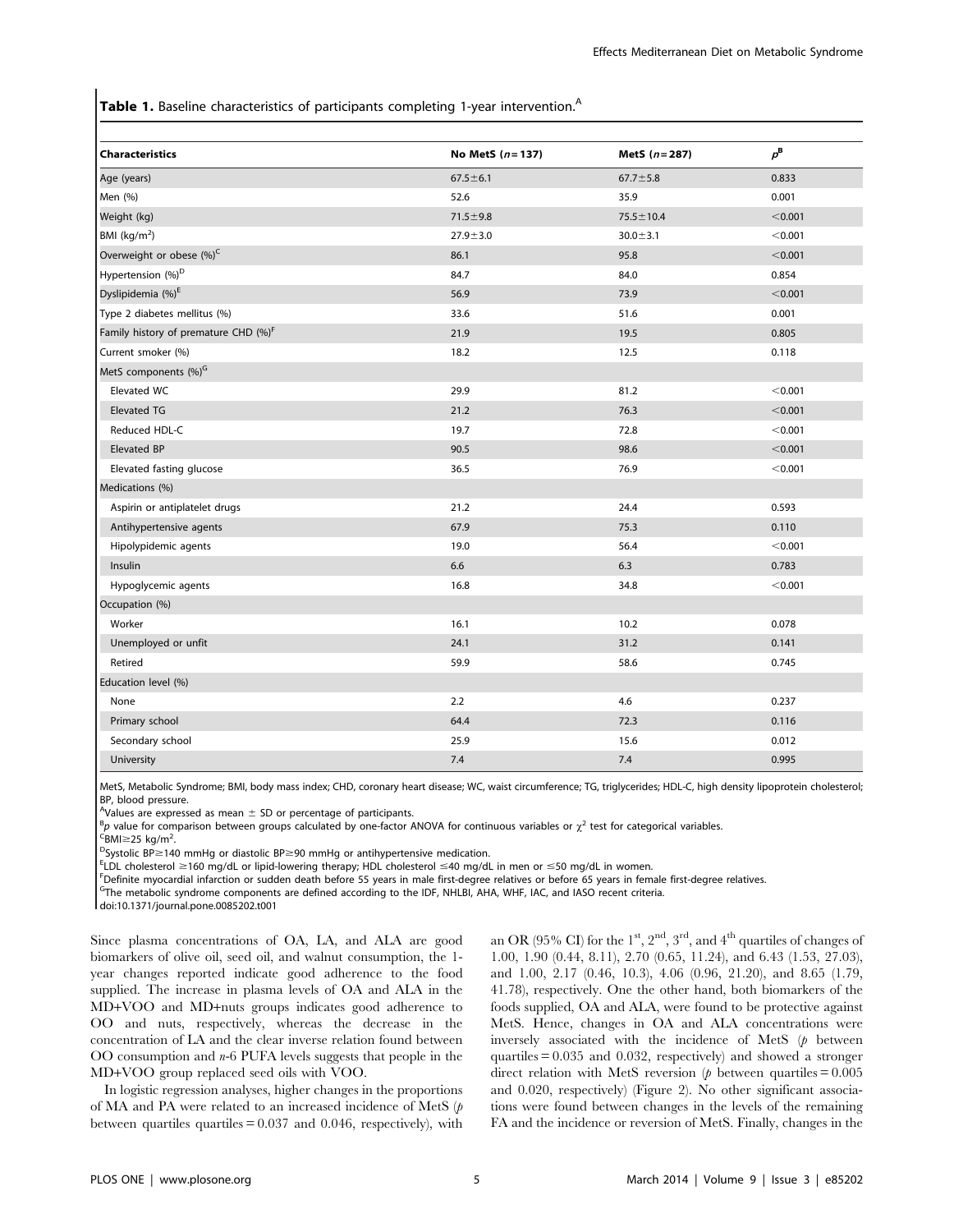**Table 1.** Baseline characteristics of participants completing 1-year intervention.[A]

| Characteristics | No MetS ($n=137$) | MetS ($n=287$) | $p$[B] |
|---|---|---|---|
| Age (years) | 67.5±6.1 | 67.7±5.8 | 0.833 |
| Men (%) | 52.6 | 35.9 | 0.001 |
| Weight (kg) | 71.5±9.8 | 75.5±10.4 | <0.001 |
| BMI (kg/m$^2$) | 27.9±3.0 | 30.0±3.1 | <0.001 |
| Overweight or obese (%)[C] | 86.1 | 95.8 | <0.001 |
| Hypertension (%)[D] | 84.7 | 84.0 | 0.854 |
| Dyslipidemia (%)[E] | 56.9 | 73.9 | <0.001 |
| Type 2 diabetes mellitus (%) | 33.6 | 51.6 | 0.001 |
| Family history of premature CHD (%)[F] | 21.9 | 19.5 | 0.805 |
| Current smoker (%) | 18.2 | 12.5 | 0.118 |
| MetS components (%)[G] | | | |
| Elevated WC | 29.9 | 81.2 | <0.001 |
| Elevated TG | 21.2 | 76.3 | <0.001 |
| Reduced HDL-C | 19.7 | 72.8 | <0.001 |
| Elevated BP | 90.5 | 98.6 | <0.001 |
| Elevated fasting glucose | 36.5 | 76.9 | <0.001 |
| Medications (%) | | | |
| Aspirin or antiplatelet drugs | 21.2 | 24.4 | 0.593 |
| Antihypertensive agents | 67.9 | 75.3 | 0.110 |
| Hipolypidemic agents | 19.0 | 56.4 | <0.001 |
| Insulin | 6.6 | 6.3 | 0.783 |
| Hypoglycemic agents | 16.8 | 34.8 | <0.001 |
| Occupation (%) | | | |
| Worker | 16.1 | 10.2 | 0.078 |
| Unemployed or unfit | 24.1 | 31.2 | 0.141 |
| Retired | 59.9 | 58.6 | 0.745 |
| Education level (%) | | | |
| None | 2.2 | 4.6 | 0.237 |
| Primary school | 64.4 | 72.3 | 0.116 |
| Secondary school | 25.9 | 15.6 | 0.012 |
| University | 7.4 | 7.4 | 0.995 |

MetS, Metabolic Syndrome; BMI, body mass index; CHD, coronary heart disease; WC, waist circumference; TG, triglycerides; HDL-C, high density lipoprotein cholesterol; BP, blood pressure.

[A]Values are expressed as mean ± SD or percentage of participants.

[B]$p$ value for comparison between groups calculated by one-factor ANOVA for continuous variables or $\chi^2$ test for categorical variables.

[C]BMI≥25 kg/m$^2$.

[D]Systolic BP≥140 mmHg or diastolic BP≥90 mmHg or antihypertensive medication.

[E]LDL cholesterol ≥160 mg/dL or lipid-lowering therapy; HDL cholesterol ≤40 mg/dL in men or ≤50 mg/dL in women.

[F]Definite myocardial infarction or sudden death before 55 years in male first-degree relatives or before 65 years in female first-degree relatives.

[G]The metabolic syndrome components are defined according to the IDF, NHLBI, AHA, WHF, IAC, and IASO recent criteria.

doi:10.1371/journal.pone.0085202.t001

Since plasma concentrations of OA, LA, and ALA are good biomarkers of olive oil, seed oil, and walnut consumption, the 1-year changes reported indicate good adherence to the food supplied. The increase in plasma levels of OA and ALA in the MD+VOO and MD+nuts groups indicates good adherence to OO and nuts, respectively, whereas the decrease in the concentration of LA and the clear inverse relation found between OO consumption and $n$-6 PUFA levels suggests that people in the MD+VOO group replaced seed oils with VOO.

In logistic regression analyses, higher changes in the proportions of MA and PA were related to an increased incidence of MetS ($p$ between quartiles quartiles = 0.037 and 0.046, respectively), with an OR (95% CI) for the 1$^{st}$, 2$^{nd}$, 3$^{rd}$, and 4$^{th}$ quartiles of changes of 1.00, 1.90 (0.44, 8.11), 2.70 (0.65, 11.24), and 6.43 (1.53, 27.03), and 1.00, 2.17 (0.46, 10.3), 4.06 (0.96, 21.20), and 8.65 (1.79, 41.78), respectively. One the other hand, both biomarkers of the foods supplied, OA and ALA, were found to be protective against MetS. Hence, changes in OA and ALA concentrations were inversely associated with the incidence of MetS ($p$ between quartiles = 0.035 and 0.032, respectively) and showed a stronger direct relation with MetS reversion ($p$ between quartiles = 0.005 and 0.020, respectively) (Figure 2). No other significant associations were found between changes in the levels of the remaining FA and the incidence or reversion of MetS. Finally, changes in the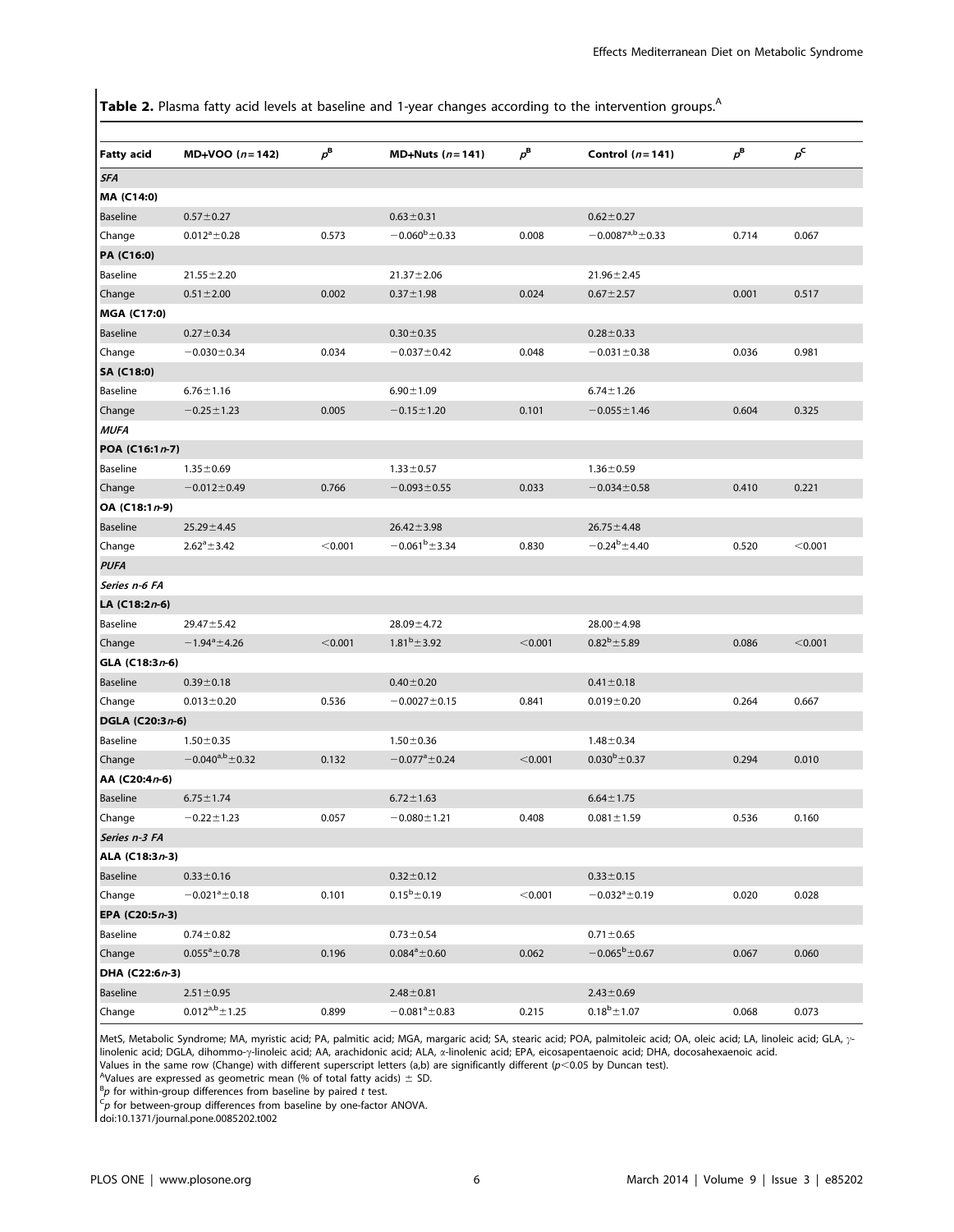**Table 2.** Plasma fatty acid levels at baseline and 1-year changes according to the intervention groups.[A]

| Fatty acid | MD+VOO ($n = 142$) | $p^B$ | MD+Nuts ($n = 141$) | $p^B$ | Control ($n = 141$) | $p^B$ | $p^C$ |
|---|---|---|---|---|---|---|---|
| *SFA* | | | | | | | |
| **MA (C14:0)** | | | | | | | |
| Baseline | $0.57 \pm 0.27$ | | $0.63 \pm 0.31$ | | $0.62 \pm 0.27$ | | |
| Change | $0.012^{a} \pm 0.28$ | 0.573 | $-0.060^{b} \pm 0.33$ | 0.008 | $-0.0087^{a,b} \pm 0.33$ | 0.714 | 0.067 |
| **PA (C16:0)** | | | | | | | |
| Baseline | $21.55 \pm 2.20$ | | $21.37 \pm 2.06$ | | $21.96 \pm 2.45$ | | |
| Change | $0.51 \pm 2.00$ | 0.002 | $0.37 \pm 1.98$ | 0.024 | $0.67 \pm 2.57$ | 0.001 | 0.517 |
| **MGA (C17:0)** | | | | | | | |
| Baseline | $0.27 \pm 0.34$ | | $0.30 \pm 0.35$ | | $0.28 \pm 0.33$ | | |
| Change | $-0.030 \pm 0.34$ | 0.034 | $-0.037 \pm 0.42$ | 0.048 | $-0.031 \pm 0.38$ | 0.036 | 0.981 |
| **SA (C18:0)** | | | | | | | |
| Baseline | $6.76 \pm 1.16$ | | $6.90 \pm 1.09$ | | $6.74 \pm 1.26$ | | |
| Change | $-0.25 \pm 1.23$ | 0.005 | $-0.15 \pm 1.20$ | 0.101 | $-0.055 \pm 1.46$ | 0.604 | 0.325 |
| *MUFA* | | | | | | | |
| **POA (C16:1*n*-7)** | | | | | | | |
| Baseline | $1.35 \pm 0.69$ | | $1.33 \pm 0.57$ | | $1.36 \pm 0.59$ | | |
| Change | $-0.012 \pm 0.49$ | 0.766 | $-0.093 \pm 0.55$ | 0.033 | $-0.034 \pm 0.58$ | 0.410 | 0.221 |
| **OA (C18:1*n*-9)** | | | | | | | |
| Baseline | $25.29 \pm 4.45$ | | $26.42 \pm 3.98$ | | $26.75 \pm 4.48$ | | |
| Change | $2.62^{a} \pm 3.42$ | <0.001 | $-0.061^{b} \pm 3.34$ | 0.830 | $-0.24^{b} \pm 4.40$ | 0.520 | <0.001 |
| *PUFA* | | | | | | | |
| *Series n-6 FA* | | | | | | | |
| **LA (C18:2*n*-6)** | | | | | | | |
| Baseline | $29.47 \pm 5.42$ | | $28.09 \pm 4.72$ | | $28.00 \pm 4.98$ | | |
| Change | $-1.94^{a} \pm 4.26$ | <0.001 | $1.81^{b} \pm 3.92$ | <0.001 | $0.82^{b} \pm 5.89$ | 0.086 | <0.001 |
| **GLA (C18:3*n*-6)** | | | | | | | |
| Baseline | $0.39 \pm 0.18$ | | $0.40 \pm 0.20$ | | $0.41 \pm 0.18$ | | |
| Change | $0.013 \pm 0.20$ | 0.536 | $-0.0027 \pm 0.15$ | 0.841 | $0.019 \pm 0.20$ | 0.264 | 0.667 |
| **DGLA (C20:3*n*-6)** | | | | | | | |
| Baseline | $1.50 \pm 0.35$ | | $1.50 \pm 0.36$ | | $1.48 \pm 0.34$ | | |
| Change | $-0.040^{a,b} \pm 0.32$ | 0.132 | $-0.077^{a} \pm 0.24$ | <0.001 | $0.030^{b} \pm 0.37$ | 0.294 | 0.010 |
| **AA (C20:4*n*-6)** | | | | | | | |
| Baseline | $6.75 \pm 1.74$ | | $6.72 \pm 1.63$ | | $6.64 \pm 1.75$ | | |
| Change | $-0.22 \pm 1.23$ | 0.057 | $-0.080 \pm 1.21$ | 0.408 | $0.081 \pm 1.59$ | 0.536 | 0.160 |
| *Series n-3 FA* | | | | | | | |
| **ALA (C18:3*n*-3)** | | | | | | | |
| Baseline | $0.33 \pm 0.16$ | | $0.32 \pm 0.12$ | | $0.33 \pm 0.15$ | | |
| Change | $-0.021^{a} \pm 0.18$ | 0.101 | $0.15^{b} \pm 0.19$ | <0.001 | $-0.032^{a} \pm 0.19$ | 0.020 | 0.028 |
| **EPA (C20:5*n*-3)** | | | | | | | |
| Baseline | $0.74 \pm 0.82$ | | $0.73 \pm 0.54$ | | $0.71 \pm 0.65$ | | |
| Change | $0.055^{a} \pm 0.78$ | 0.196 | $0.084^{a} \pm 0.60$ | 0.062 | $-0.065^{b} \pm 0.67$ | 0.067 | 0.060 |
| **DHA (C22:6*n*-3)** | | | | | | | |
| Baseline | $2.51 \pm 0.95$ | | $2.48 \pm 0.81$ | | $2.43 \pm 0.69$ | | |
| Change | $0.012^{a,b} \pm 1.25$ | 0.899 | $-0.081^{a} \pm 0.83$ | 0.215 | $0.18^{b} \pm 1.07$ | 0.068 | 0.073 |

MetS, Metabolic Syndrome; MA, myristic acid; PA, palmitic acid; MGA, margaric acid; SA, stearic acid; POA, palmitoleic acid; OA, oleic acid; LA, linoleic acid; GLA, γ-linolenic acid; DGLA, dihommo-γ-linoleic acid; AA, arachidonic acid; ALA, α-linolenic acid; EPA, eicosapentaenoic acid; DHA, docosahexaenoic acid.
Values in the same row (Change) with different superscript letters (a,b) are significantly different ($p < 0.05$ by Duncan test).
[A]Values are expressed as geometric mean (% of total fatty acids) ± SD.
[B]*p* for within-group differences from baseline by paired *t* test.
[C]*p* for between-group differences from baseline by one-factor ANOVA.
doi:10.1371/journal.pone.0085202.t002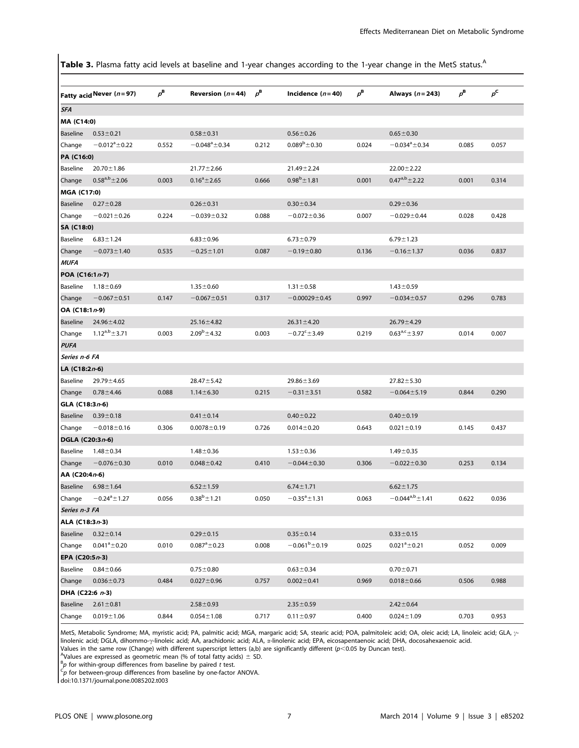**Table 3.** Plasma fatty acid levels at baseline and 1-year changes according to the 1-year change in the MetS status.[A]

| Fatty acid | Never ($n=97$) | $p^B$ | Reversion ($n=44$) | $p^B$ | Incidence ($n=40$) | $p^B$ | Always ($n=243$) | $p^B$ | $p^C$ |
|---|---|---|---|---|---|---|---|---|---|
| ***SFA*** | | | | | | | | | |
| **MA (C14:0)** | | | | | | | | | |
| Baseline | 0.53±0.21 | | 0.58±0.31 | | 0.56±0.26 | | 0.65±0.30 | | |
| Change | $-0.012^{a}$±0.22 | 0.552 | $-0.048^{a}$±0.34 | 0.212 | $0.089^{b}$±0.30 | 0.024 | $-0.034^{a}$±0.34 | 0.085 | 0.057 |
| **PA (C16:0)** | | | | | | | | | |
| Baseline | 20.70±1.86 | | 21.77±2.66 | | 21.49±2.24 | | 22.00±2.22 | | |
| Change | $0.58^{a,b}$±2.06 | 0.003 | $0.16^{a}$±2.65 | 0.666 | $0.98^{b}$±1.81 | 0.001 | $0.47^{a,b}$±2.22 | 0.001 | 0.314 |
| **MGA (C17:0)** | | | | | | | | | |
| Baseline | 0.27±0.28 | | 0.26±0.31 | | 0.30±0.34 | | 0.29±0.36 | | |
| Change | −0.021±0.26 | 0.224 | −0.039±0.32 | 0.088 | −0.072±0.36 | 0.007 | −0.029±0.44 | 0.028 | 0.428 |
| **SA (C18:0)** | | | | | | | | | |
| Baseline | 6.83±1.24 | | 6.83±0.96 | | 6.73±0.79 | | 6.79±1.23 | | |
| Change | −0.073±1.40 | 0.535 | −0.25±1.01 | 0.087 | −0.19±0.80 | 0.136 | −0.16±1.37 | 0.036 | 0.837 |
| ***MUFA*** | | | | | | | | | |
| **POA (C16:1*n*-7)** | | | | | | | | | |
| Baseline | 1.18±0.69 | | 1.35±0.60 | | 1.31±0.58 | | 1.43±0.59 | | |
| Change | −0.067±0.51 | 0.147 | −0.067±0.51 | 0.317 | −0.00029±0.45 | 0.997 | −0.034±0.57 | 0.296 | 0.783 |
| **OA (C18:1*n*-9)** | | | | | | | | | |
| Baseline | 24.96±4.02 | | 25.16±4.82 | | 26.31±4.20 | | 26.79±4.29 | | |
| Change | $1.12^{a,b}$±3.71 | 0.003 | $2.09^{b}$±4.32 | 0.003 | $-0.72^{c}$±3.49 | 0.219 | $0.63^{a,c}$±3.97 | 0.014 | 0.007 |
| ***PUFA*** | | | | | | | | | |
| *Series n-6 FA* | | | | | | | | | |
| **LA (C18:2*n*-6)** | | | | | | | | | |
| Baseline | 29.79±4.65 | | 28.47±5.42 | | 29.86±3.69 | | 27.82±5.30 | | |
| Change | 0.78±4.46 | 0.088 | 1.14±6.30 | 0.215 | −0.31±3.51 | 0.582 | −0.064±5.19 | 0.844 | 0.290 |
| **GLA (C18:3*n*-6)** | | | | | | | | | |
| Baseline | 0.39±0.18 | | 0.41±0.14 | | 0.40±0.22 | | 0.40±0.19 | | |
| Change | −0.018±0.16 | 0.306 | 0.0078±0.19 | 0.726 | 0.014±0.20 | 0.643 | 0.021±0.19 | 0.145 | 0.437 |
| **DGLA (C20:3*n*-6)** | | | | | | | | | |
| Baseline | 1.48±0.34 | | 1.48±0.36 | | 1.53±0.36 | | 1.49±0.35 | | |
| Change | −0.076±0.30 | 0.010 | 0.048±0.42 | 0.410 | −0.044±0.30 | 0.306 | −0.022±0.30 | 0.253 | 0.134 |
| **AA (C20:4*n*-6)** | | | | | | | | | |
| Baseline | 6.98±1.64 | | 6.52±1.59 | | 6.74±1.71 | | 6.62±1.75 | | |
| Change | $-0.24^{a}$±1.27 | 0.056 | $0.38^{b}$±1.21 | 0.050 | $-0.35^{a}$±1.31 | 0.063 | $-0.044^{a,b}$±1.41 | 0.622 | 0.036 |
| *Series n-3 FA* | | | | | | | | | |
| **ALA (C18:3*n*-3)** | | | | | | | | | |
| Baseline | 0.32±0.14 | | 0.29±0.15 | | 0.35±0.14 | | 0.33±0.15 | | |
| Change | $0.041^{a}$±0.20 | 0.010 | $0.087^{a}$±0.23 | 0.008 | $-0.061^{b}$±0.19 | 0.025 | $0.021^{a}$±0.21 | 0.052 | 0.009 |
| **EPA (C20:5*n*-3)** | | | | | | | | | |
| Baseline | 0.84±0.66 | | 0.75±0.80 | | 0.63±0.34 | | 0.70±0.71 | | |
| Change | 0.036±0.73 | 0.484 | 0.027±0.96 | 0.757 | 0.002±0.41 | 0.969 | 0.018±0.66 | 0.506 | 0.988 |
| **DHA (C22:6 *n*-3)** | | | | | | | | | |
| Baseline | 2.61±0.81 | | 2.58±0.93 | | 2.35±0.59 | | 2.42±0.64 | | |
| Change | 0.019±1.06 | 0.844 | 0.054±1.08 | 0.717 | 0.11±0.97 | 0.400 | 0.024±1.09 | 0.703 | 0.953 |

MetS, Metabolic Syndrome; MA, myristic acid; PA, palmitic acid; MGA, margaric acid; SA, stearic acid; POA, palmitoleic acid; OA, oleic acid; LA, linoleic acid; GLA, γ-linolenic acid; DGLA, dihommo-γ-linoleic acid; AA, arachidonic acid; ALA, α-linolenic acid; EPA, eicosapentaenoic acid; DHA, docosahexaenoic acid.
Values in the same row (Change) with different superscript letters (a,b) are significantly different ($p<0.05$ by Duncan test).
[A]Values are expressed as geometric mean (% of total fatty acids) ± SD.
[B]$p$ for within-group differences from baseline by paired $t$ test.
[C]$p$ for between-group differences from baseline by one-factor ANOVA.
doi:10.1371/journal.pone.0085202.t003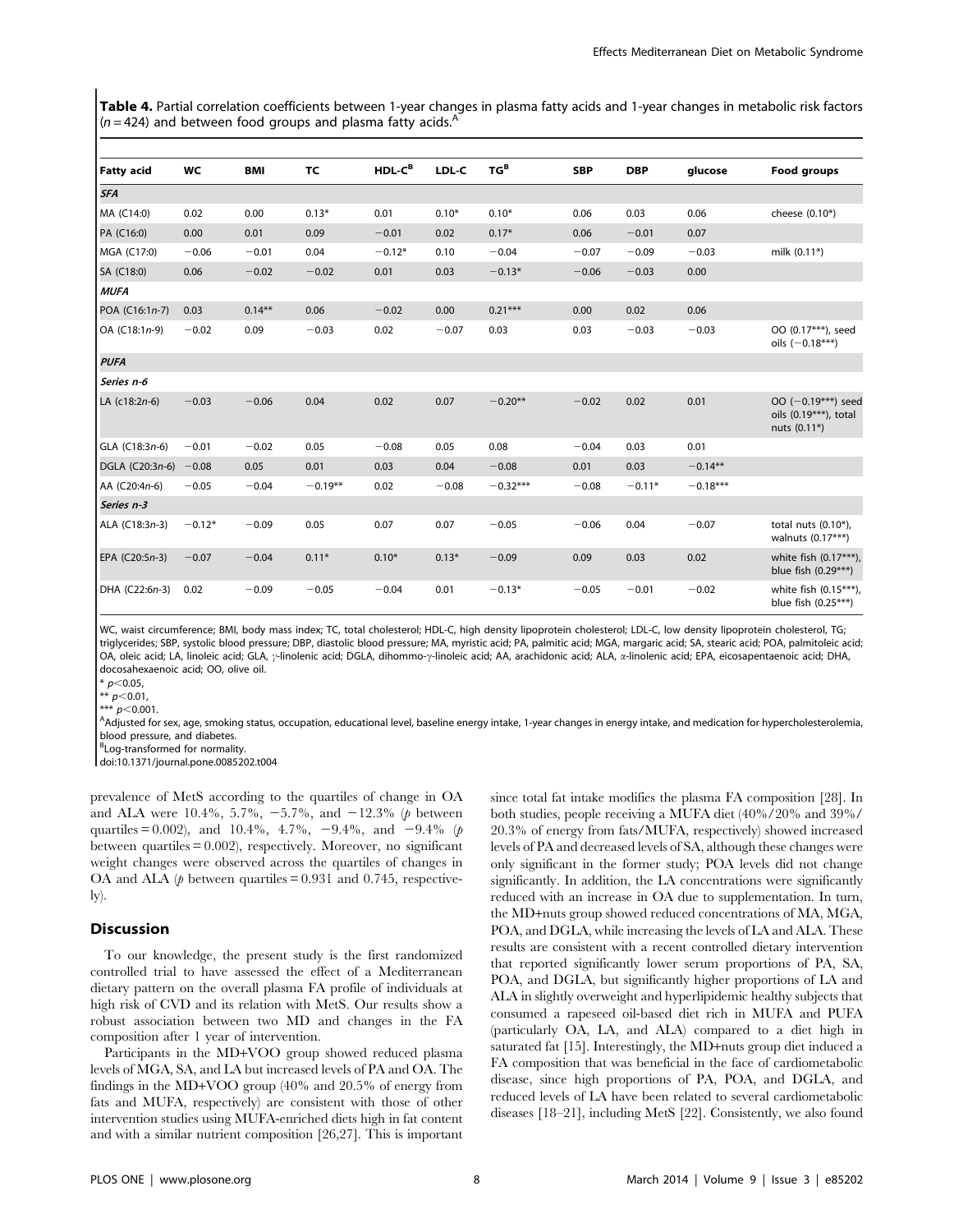**Table 4.** Partial correlation coefficients between 1-year changes in plasma fatty acids and 1-year changes in metabolic risk factors ($n = 424$) and between food groups and plasma fatty acids.[A]

| Fatty acid | WC | BMI | TC | HDL-C[B] | LDL-C | TG[B] | SBP | DBP | glucose | Food groups |
|---|---|---|---|---|---|---|---|---|---|---|
| ***SFA*** | | | | | | | | | | |
| MA (C14:0) | 0.02 | 0.00 | 0.13* | 0.01 | 0.10* | 0.10* | 0.06 | 0.03 | 0.06 | cheese (0.10*) |
| PA (C16:0) | 0.00 | 0.01 | 0.09 | −0.01 | 0.02 | 0.17* | 0.06 | −0.01 | 0.07 | |
| MGA (C17:0) | −0.06 | −0.01 | 0.04 | −0.12* | 0.10 | −0.04 | −0.07 | −0.09 | −0.03 | milk (0.11*) |
| SA (C18:0) | 0.06 | −0.02 | −0.02 | 0.01 | 0.03 | −0.13* | −0.06 | −0.03 | 0.00 | |
| ***MUFA*** | | | | | | | | | | |
| POA (C16:1*n*-7) | 0.03 | 0.14** | 0.06 | −0.02 | 0.00 | 0.21*** | 0.00 | 0.02 | 0.06 | |
| OA (C18:1*n*-9) | −0.02 | 0.09 | −0.03 | 0.02 | −0.07 | 0.03 | 0.03 | −0.03 | −0.03 | OO (0.17***), seed oils (−0.18***) |
| ***PUFA*** | | | | | | | | | | |
| ***Series n-6*** | | | | | | | | | | |
| LA (c18:2*n*-6) | −0.03 | −0.06 | 0.04 | 0.02 | 0.07 | −0.20** | −0.02 | 0.02 | 0.01 | OO (−0.19***) seed oils (0.19***), total nuts (0.11*) |
| GLA (C18:3*n*-6) | −0.01 | −0.02 | 0.05 | −0.08 | 0.05 | 0.08 | −0.04 | 0.03 | 0.01 | |
| DGLA (C20:3*n*-6) | −0.08 | 0.05 | 0.01 | 0.03 | 0.04 | −0.08 | 0.01 | 0.03 | −0.14** | |
| AA (C20:4*n*-6) | −0.05 | −0.04 | −0.19** | 0.02 | −0.08 | −0.32*** | −0.08 | −0.11* | −0.18*** | |
| ***Series n-3*** | | | | | | | | | | |
| ALA (C18:3*n*-3) | −0.12* | −0.09 | 0.05 | 0.07 | 0.07 | −0.05 | −0.06 | 0.04 | −0.07 | total nuts (0.10*), walnuts (0.17***) |
| EPA (C20:5*n*-3) | −0.07 | −0.04 | 0.11* | 0.10* | 0.13* | −0.09 | 0.09 | 0.03 | 0.02 | white fish (0.17***), blue fish (0.29***) |
| DHA (C22:6*n*-3) | 0.02 | −0.09 | −0.05 | −0.04 | 0.01 | −0.13* | −0.05 | −0.01 | −0.02 | white fish (0.15***), blue fish (0.25***) |

WC, waist circumference; BMI, body mass index; TC, total cholesterol; HDL-C, high density lipoprotein cholesterol; LDL-C, low density lipoprotein cholesterol, TG; triglycerides; SBP, systolic blood pressure; DBP, diastolic blood pressure; MA, myristic acid; PA, palmitic acid; MGA, margaric acid; SA, stearic acid; POA, palmitoleic acid; OA, oleic acid; LA, linoleic acid; GLA, γ-linolenic acid; DGLA, dihommo-γ-linoleic acid; AA, arachidonic acid; ALA, α-linolenic acid; EPA, eicosapentaenoic acid; DHA, docosahexaenoic acid; OO, olive oil.

* $p<0.05$,
** $p<0.01$,
*** $p<0.001$.
[A]Adjusted for sex, age, smoking status, occupation, educational level, baseline energy intake, 1-year changes in energy intake, and medication for hypercholesterolemia, blood pressure, and diabetes.
[B]Log-transformed for normality.
doi:10.1371/journal.pone.0085202.t004

prevalence of MetS according to the quartiles of change in OA and ALA were 10.4%, 5.7%, −5.7%, and −12.3% ($p$ between quartiles = 0.002), and 10.4%, 4.7%, −9.4%, and −9.4% ($p$ between quartiles = 0.002), respectively. Moreover, no significant weight changes were observed across the quartiles of changes in OA and ALA ($p$ between quartiles = 0.931 and 0.745, respectively).

## Discussion

To our knowledge, the present study is the first randomized controlled trial to have assessed the effect of a Mediterranean dietary pattern on the overall plasma FA profile of individuals at high risk of CVD and its relation with MetS. Our results show a robust association between two MD and changes in the FA composition after 1 year of intervention.

Participants in the MD+VOO group showed reduced plasma levels of MGA, SA, and LA but increased levels of PA and OA. The findings in the MD+VOO group (40% and 20.5% of energy from fats and MUFA, respectively) are consistent with those of other intervention studies using MUFA-enriched diets high in fat content and with a similar nutrient composition [26,27]. This is important since total fat intake modifies the plasma FA composition [28]. In both studies, people receiving a MUFA diet (40%/20% and 39%/20.3% of energy from fats/MUFA, respectively) showed increased levels of PA and decreased levels of SA, although these changes were only significant in the former study; POA levels did not change significantly. In addition, the LA concentrations were significantly reduced with an increase in OA due to supplementation. In turn, the MD+nuts group showed reduced concentrations of MA, MGA, POA, and DGLA, while increasing the levels of LA and ALA. These results are consistent with a recent controlled dietary intervention that reported significantly lower serum proportions of PA, SA, POA, and DGLA, but significantly higher proportions of LA and ALA in slightly overweight and hyperlipidemic healthy subjects that consumed a rapeseed oil-based diet rich in MUFA and PUFA (particularly OA, LA, and ALA) compared to a diet high in saturated fat [15]. Interestingly, the MD+nuts group diet induced a FA composition that was beneficial in the face of cardiometabolic disease, since high proportions of PA, POA, and DGLA, and reduced levels of LA have been related to several cardiometabolic diseases [18–21], including MetS [22]. Consistently, we also found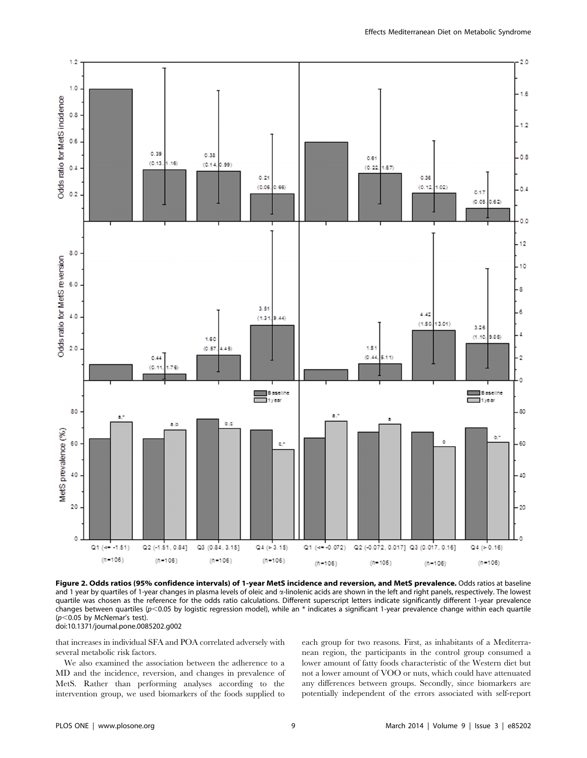**Figure 2. Odds ratios (95% confidence intervals) of 1-year MetS incidence and reversion, and MetS prevalence.** Odds ratios at baseline and 1 year by quartiles of 1-year changes in plasma levels of oleic and α-linolenic acids are shown in the left and right panels, respectively. The lowest quartile was chosen as the reference for the odds ratio calculations. Different superscript letters indicate significantly different 1-year prevalence changes between quartiles ($p<0.05$ by logistic regression model), while an * indicates a significant 1-year prevalence change within each quartile ($p<0.05$ by McNemar's test).

doi:10.1371/journal.pone.0085202.g002

that increases in individual SFA and POA correlated adversely with several metabolic risk factors.

We also examined the association between the adherence to a MD and the incidence, reversion, and changes in prevalence of MetS. Rather than performing analyses according to the intervention group, we used biomarkers of the foods supplied to each group for two reasons. First, as inhabitants of a Mediterranean region, the participants in the control group consumed a lower amount of fatty foods characteristic of the Western diet but not a lower amount of VOO or nuts, which could have attenuated any differences between groups. Secondly, since biomarkers are potentially independent of the errors associated with self-report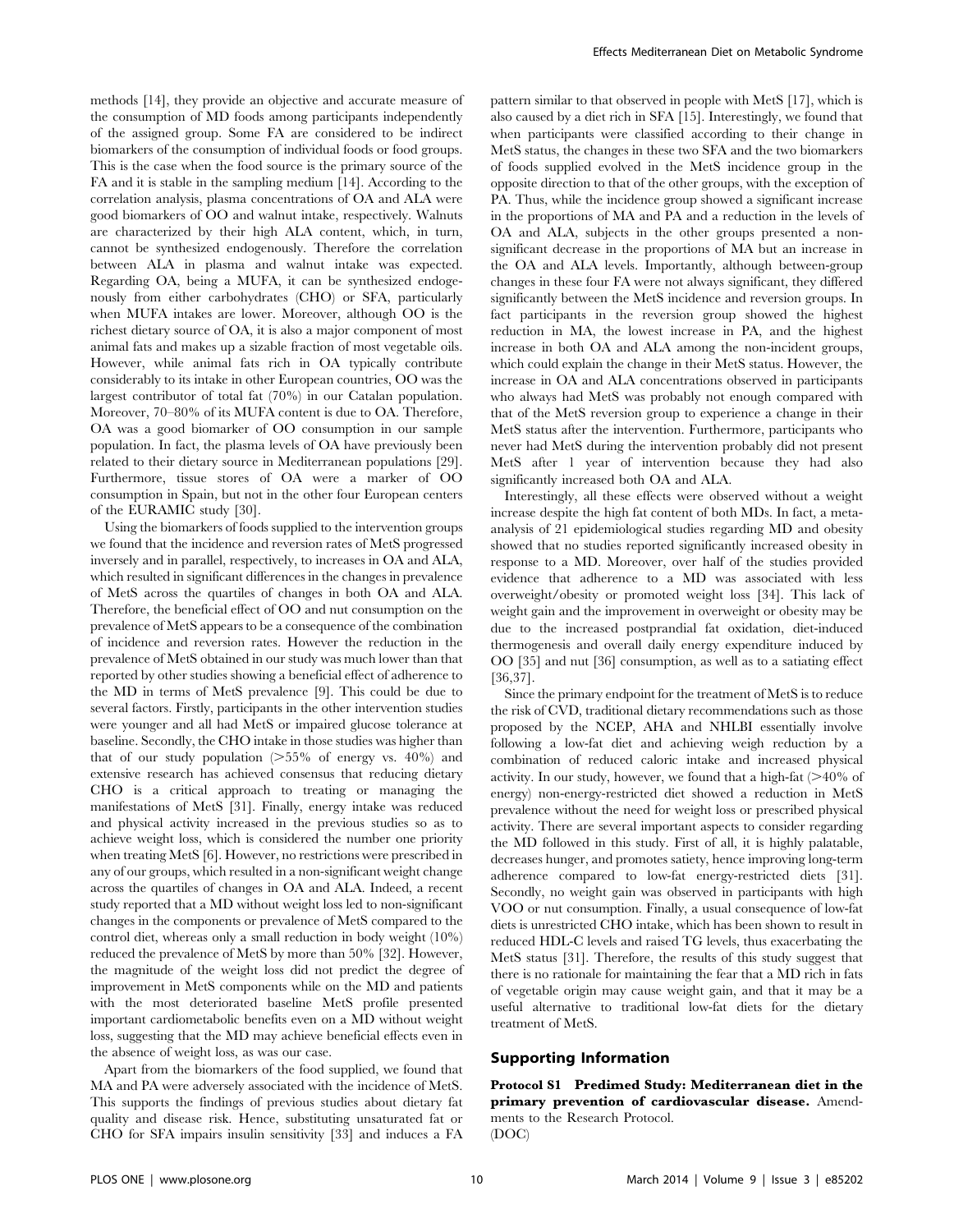methods [14], they provide an objective and accurate measure of the consumption of MD foods among participants independently of the assigned group. Some FA are considered to be indirect biomarkers of the consumption of individual foods or food groups. This is the case when the food source is the primary source of the FA and it is stable in the sampling medium [14]. According to the correlation analysis, plasma concentrations of OA and ALA were good biomarkers of OO and walnut intake, respectively. Walnuts are characterized by their high ALA content, which, in turn, cannot be synthesized endogenously. Therefore the correlation between ALA in plasma and walnut intake was expected. Regarding OA, being a MUFA, it can be synthesized endogenously from either carbohydrates (CHO) or SFA, particularly when MUFA intakes are lower. Moreover, although OO is the richest dietary source of OA, it is also a major component of most animal fats and makes up a sizable fraction of most vegetable oils. However, while animal fats rich in OA typically contribute considerably to its intake in other European countries, OO was the largest contributor of total fat (70%) in our Catalan population. Moreover, 70–80% of its MUFA content is due to OA. Therefore, OA was a good biomarker of OO consumption in our sample population. In fact, the plasma levels of OA have previously been related to their dietary source in Mediterranean populations [29]. Furthermore, tissue stores of OA were a marker of OO consumption in Spain, but not in the other four European centers of the EURAMIC study [30].

Using the biomarkers of foods supplied to the intervention groups we found that the incidence and reversion rates of MetS progressed inversely and in parallel, respectively, to increases in OA and ALA, which resulted in significant differences in the changes in prevalence of MetS across the quartiles of changes in both OA and ALA. Therefore, the beneficial effect of OO and nut consumption on the prevalence of MetS appears to be a consequence of the combination of incidence and reversion rates. However the reduction in the prevalence of MetS obtained in our study was much lower than that reported by other studies showing a beneficial effect of adherence to the MD in terms of MetS prevalence [9]. This could be due to several factors. Firstly, participants in the other intervention studies were younger and all had MetS or impaired glucose tolerance at baseline. Secondly, the CHO intake in those studies was higher than that of our study population (>55% of energy vs. 40%) and extensive research has achieved consensus that reducing dietary CHO is a critical approach to treating or managing the manifestations of MetS [31]. Finally, energy intake was reduced and physical activity increased in the previous studies so as to achieve weight loss, which is considered the number one priority when treating MetS [6]. However, no restrictions were prescribed in any of our groups, which resulted in a non-significant weight change across the quartiles of changes in OA and ALA. Indeed, a recent study reported that a MD without weight loss led to non-significant changes in the components or prevalence of MetS compared to the control diet, whereas only a small reduction in body weight (10%) reduced the prevalence of MetS by more than 50% [32]. However, the magnitude of the weight loss did not predict the degree of improvement in MetS components while on the MD and patients with the most deteriorated baseline MetS profile presented important cardiometabolic benefits even on a MD without weight loss, suggesting that the MD may achieve beneficial effects even in the absence of weight loss, as was our case.

Apart from the biomarkers of the food supplied, we found that MA and PA were adversely associated with the incidence of MetS. This supports the findings of previous studies about dietary fat quality and disease risk. Hence, substituting unsaturated fat or CHO for SFA impairs insulin sensitivity [33] and induces a FA pattern similar to that observed in people with MetS [17], which is also caused by a diet rich in SFA [15]. Interestingly, we found that when participants were classified according to their change in MetS status, the changes in these two SFA and the two biomarkers of foods supplied evolved in the MetS incidence group in the opposite direction to that of the other groups, with the exception of PA. Thus, while the incidence group showed a significant increase in the proportions of MA and PA and a reduction in the levels of OA and ALA, subjects in the other groups presented a non-significant decrease in the proportions of MA but an increase in the OA and ALA levels. Importantly, although between-group changes in these four FA were not always significant, they differed significantly between the MetS incidence and reversion groups. In fact participants in the reversion group showed the highest reduction in MA, the lowest increase in PA, and the highest increase in both OA and ALA among the non-incident groups, which could explain the change in their MetS status. However, the increase in OA and ALA concentrations observed in participants who always had MetS was probably not enough compared with that of the MetS reversion group to experience a change in their MetS status after the intervention. Furthermore, participants who never had MetS during the intervention probably did not present MetS after 1 year of intervention because they had also significantly increased both OA and ALA.

Interestingly, all these effects were observed without a weight increase despite the high fat content of both MDs. In fact, a meta-analysis of 21 epidemiological studies regarding MD and obesity showed that no studies reported significantly increased obesity in response to a MD. Moreover, over half of the studies provided evidence that adherence to a MD was associated with less overweight/obesity or promoted weight loss [34]. This lack of weight gain and the improvement in overweight or obesity may be due to the increased postprandial fat oxidation, diet-induced thermogenesis and overall daily energy expenditure induced by OO [35] and nut [36] consumption, as well as to a satiating effect [36,37].

Since the primary endpoint for the treatment of MetS is to reduce the risk of CVD, traditional dietary recommendations such as those proposed by the NCEP, AHA and NHLBI essentially involve following a low-fat diet and achieving weigh reduction by a combination of reduced caloric intake and increased physical activity. In our study, however, we found that a high-fat (>40% of energy) non-energy-restricted diet showed a reduction in MetS prevalence without the need for weight loss or prescribed physical activity. There are several important aspects to consider regarding the MD followed in this study. First of all, it is highly palatable, decreases hunger, and promotes satiety, hence improving long-term adherence compared to low-fat energy-restricted diets [31]. Secondly, no weight gain was observed in participants with high VOO or nut consumption. Finally, a usual consequence of low-fat diets is unrestricted CHO intake, which has been shown to result in reduced HDL-C levels and raised TG levels, thus exacerbating the MetS status [31]. Therefore, the results of this study suggest that there is no rationale for maintaining the fear that a MD rich in fats of vegetable origin may cause weight gain, and that it may be a useful alternative to traditional low-fat diets for the dietary treatment of MetS.

## Supporting Information

**Protocol S1 Predimed Study: Mediterranean diet in the primary prevention of cardiovascular disease.** Amendments to the Research Protocol.
(DOC)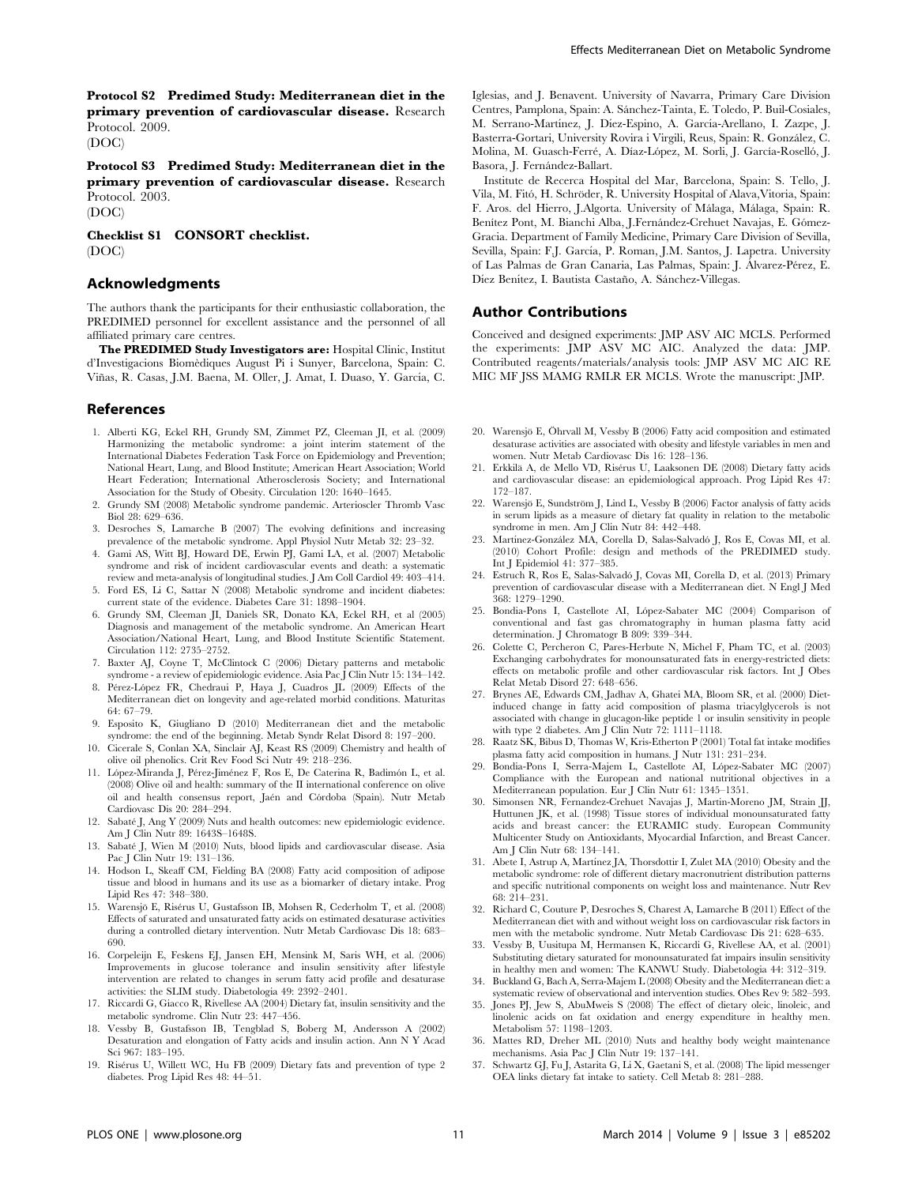**Protocol S2 Predimed Study: Mediterranean diet in the primary prevention of cardiovascular disease.** Research Protocol. 2009.
(DOC)

**Protocol S3 Predimed Study: Mediterranean diet in the primary prevention of cardiovascular disease.** Research Protocol. 2003.
(DOC)

**Checklist S1 CONSORT checklist.**
(DOC)

## Acknowledgments

The authors thank the participants for their enthusiastic collaboration, the PREDIMED personnel for excellent assistance and the personnel of all affiliated primary care centres.

**The PREDIMED Study Investigators are:** Hospital Clinic, Institut d'Investigacions Biomèdiques August Pi i Sunyer, Barcelona, Spain: C. Viñas, R. Casas, J.M. Baena, M. Oller, J. Amat, I. Duaso, Y. García, C. Iglesias, and J. Benavent. University of Navarra, Primary Care Division Centres, Pamplona, Spain: A. Sánchez-Tainta, E. Toledo, P. Buil-Cosiales, M. Serrano-Martinez, J. Diez-Espino, A. Garcia-Arellano, I. Zazpe, J. Basterra-Gortari, University Rovira i Virgili, Reus, Spain: R. González, C. Molina, M. Guasch-Ferré, A. Díaz-López, M. Sorli, J. García-Roselló, J. Basora, J. Fernández-Ballart.

Institute de Recerca Hospital del Mar, Barcelona, Spain: S. Tello, J. Vila, M. Fitó, H. Schröder, R. University Hospital of Alava,Vitoria, Spain: F. Aros. del Hierro, J.Algorta. University of Málaga, Málaga, Spain: R. Benítez Pont, M. Bianchi Alba, J.Fernández-Crehuet Navajas, E. Gómez-Gracia. Department of Family Medicine, Primary Care Division of Sevilla, Sevilla, Spain: F.J. García, P. Roman, J.M. Santos, J. Lapetra. University of Las Palmas de Gran Canaria, Las Palmas, Spain: J. Álvarez-Pérez, E. Díez Benítez, I. Bautista Castaño, A. Sánchez-Villegas.

## Author Contributions

Conceived and designed experiments: JMP ASV AIC MCLS. Performed the experiments: JMP ASV MC AIC. Analyzed the data: JMP. Contributed reagents/materials/analysis tools: JMP ASV MC AIC RE MIC MF JSS MAMG RMLR ER MCLS. Wrote the manuscript: JMP.

## References

1. Alberti KG, Eckel RH, Grundy SM, Zimmet PZ, Cleeman JI, et al. (2009) Harmonizing the metabolic syndrome: a joint interim statement of the International Diabetes Federation Task Force on Epidemiology and Prevention; National Heart, Lung, and Blood Institute; American Heart Association; World Heart Federation; International Atherosclerosis Society; and International Association for the Study of Obesity. Circulation 120: 1640–1645.
2. Grundy SM (2008) Metabolic syndrome pandemic. Arterioscler Thromb Vasc Biol 28: 629–636.
3. Desroches S, Lamarche B (2007) The evolving definitions and increasing prevalence of the metabolic syndrome. Appl Physiol Nutr Metab 32: 23–32.
4. Gami AS, Witt BJ, Howard DE, Erwin PJ, Gami LA, et al. (2007) Metabolic syndrome and risk of incident cardiovascular events and death: a systematic review and meta-analysis of longitudinal studies. J Am Coll Cardiol 49: 403–414.
5. Ford ES, Li C, Sattar N (2008) Metabolic syndrome and incident diabetes: current state of the evidence. Diabetes Care 31: 1898–1904.
6. Grundy SM, Cleeman JI, Daniels SR, Donato KA, Eckel RH, et al (2005) Diagnosis and management of the metabolic syndrome. An American Heart Association/National Heart, Lung, and Blood Institute Scientific Statement. Circulation 112: 2735–2752.
7. Baxter AJ, Coyne T, McClintock C (2006) Dietary patterns and metabolic syndrome - a review of epidemiologic evidence. Asia Pac J Clin Nutr 15: 134–142.
8. Pérez-López FR, Chedraui P, Haya J, Cuadros JL (2009) Effects of the Mediterranean diet on longevity and age-related morbid conditions. Maturitas 64: 67–79.
9. Esposito K, Giugliano D (2010) Mediterranean diet and the metabolic syndrome: the end of the beginning. Metab Syndr Relat Disord 8: 197–200.
10. Cicerale S, Conlan XA, Sinclair AJ, Keast RS (2009) Chemistry and health of olive oil phenolics. Crit Rev Food Sci Nutr 49: 218–236.
11. López-Miranda J, Pérez-Jiménez F, Ros E, De Caterina R, Badimón L, et al. (2008) Olive oil and health: summary of the II international conference on olive oil and health consensus report, Jaén and Córdoba (Spain). Nutr Metab Cardiovasc Dis 20: 284–294.
12. Sabaté J, Ang Y (2009) Nuts and health outcomes: new epidemiologic evidence. Am J Clin Nutr 89: 1643S–1648S.
13. Sabaté J, Wien M (2010) Nuts, blood lipids and cardiovascular disease. Asia Pac J Clin Nutr 19: 131–136.
14. Hodson L, Skeaff CM, Fielding BA (2008) Fatty acid composition of adipose tissue and blood in humans and its use as a biomarker of dietary intake. Prog Lipid Res 47: 348–380.
15. Warensjö E, Risérus U, Gustafsson IB, Mohsen R, Cederholm T, et al. (2008) Effects of saturated and unsaturated fatty acids on estimated desaturase activities during a controlled dietary intervention. Nutr Metab Cardiovasc Dis 18: 683–690.
16. Corpeleijn E, Feskens EJ, Jansen EH, Mensink M, Saris WH, et al. (2006) Improvements in glucose tolerance and insulin sensitivity after lifestyle intervention are related to changes in serum fatty acid profile and desaturase activities: the SLIM study. Diabetologia 49: 2392–2401.
17. Riccardi G, Giacco R, Rivellese AA (2004) Dietary fat, insulin sensitivity and the metabolic syndrome. Clin Nutr 23: 447–456.
18. Vessby B, Gustafsson IB, Tengblad S, Boberg M, Andersson A (2002) Desaturation and elongation of Fatty acids and insulin action. Ann N Y Acad Sci 967: 183–195.
19. Risérus U, Willett WC, Hu FB (2009) Dietary fats and prevention of type 2 diabetes. Prog Lipid Res 48: 44–51.
20. Warensjö E, Öhrvall M, Vessby B (2006) Fatty acid composition and estimated desaturase activities are associated with obesity and lifestyle variables in men and women. Nutr Metab Cardiovasc Dis 16: 128–136.
21. Erkkilä A, de Mello VD, Risérus U, Laaksonen DE (2008) Dietary fatty acids and cardiovascular disease: an epidemiological approach. Prog Lipid Res 47: 172–187.
22. Warensjö E, Sundström J, Lind L, Vessby B (2006) Factor analysis of fatty acids in serum lipids as a measure of dietary fat quality in relation to the metabolic syndrome in men. Am J Clin Nutr 84: 442–448.
23. Martínez-González MA, Corella D, Salas-Salvadó J, Ros E, Covas MI, et al. (2010) Cohort Profile: design and methods of the PREDIMED study. Int J Epidemiol 41: 377–385.
24. Estruch R, Ros E, Salas-Salvadó J, Covas MI, Corella D, et al. (2013) Primary prevention of cardiovascular disease with a Mediterranean diet. N Engl J Med 368: 1279–1290.
25. Bondia-Pons I, Castellote AI, López-Sabater MC (2004) Comparison of conventional and fast gas chromatography in human plasma fatty acid determination. J Chromatogr B 809: 339–344.
26. Colette C, Percheron C, Pares-Herbute N, Michel F, Pham TC, et al. (2003) Exchanging carbohydrates for monounsaturated fats in energy-restricted diets: effects on metabolic profile and other cardiovascular risk factors. Int J Obes Relat Metab Disord 27: 648–656.
27. Brynes AE, Edwards CM, Jadhav A, Ghatei MA, Bloom SR, et al. (2000) Diet-induced change in fatty acid composition of plasma triacylglycerols is not associated with change in glucagon-like peptide 1 or insulin sensitivity in people with type 2 diabetes. Am J Clin Nutr 72: 1111–1118.
28. Raatz SK, Bibus D, Thomas W, Kris-Etherton P (2001) Total fat intake modifies plasma fatty acid composition in humans. J Nutr 131: 231–234.
29. Bondia-Pons I, Serra-Majem L, Castellote AI, López-Sabater MC (2007) Compliance with the European and national nutritional objectives in a Mediterranean population. Eur J Clin Nutr 61: 1345–1351.
30. Simonsen NR, Fernandez-Crehuet Navajas J, Martin-Moreno JM, Strain JJ, Huttunen JK, et al. (1998) Tissue stores of individual monounsaturated fatty acids and breast cancer: the EURAMIC study. European Community Multicenter Study on Antioxidants, Myocardial Infarction, and Breast Cancer. Am J Clin Nutr 68: 134–141.
31. Abete I, Astrup A, Martinez JA, Thorsdottir I, Zulet MA (2010) Obesity and the metabolic syndrome: role of different dietary macronutrient distribution patterns and specific nutritional components on weight loss and maintenance. Nutr Rev 68: 214–231.
32. Richard C, Couture P, Desroches S, Charest A, Lamarche B (2011) Effect of the Mediterranean diet with and without weight loss on cardiovascular risk factors in men with the metabolic syndrome. Nutr Metab Cardiovasc Dis 21: 628–635.
33. Vessby B, Uusitupa M, Hermansen K, Riccardi G, Rivellese AA, et al. (2001) Substituting dietary saturated for monounsaturated fat impairs insulin sensitivity in healthy men and women: The KANWU Study. Diabetologia 44: 312–319.
34. Buckland G, Bach A, Serra-Majem L (2008) Obesity and the Mediterranean diet: a systematic review of observational and intervention studies. Obes Rev 9: 582–593.
35. Jones PJ, Jew S, AbuMweis S (2008) The effect of dietary oleic, linoleic, and linolenic acids on fat oxidation and energy expenditure in healthy men. Metabolism 57: 1198–1203.
36. Mattes RD, Dreher ML (2010) Nuts and healthy body weight maintenance mechanisms. Asia Pac J Clin Nutr 19: 137–141.
37. Schwartz GJ, Fu J, Astarita G, Li X, Gaetani S, et al. (2008) The lipid messenger OEA links dietary fat intake to satiety. Cell Metab 8: 281–288.